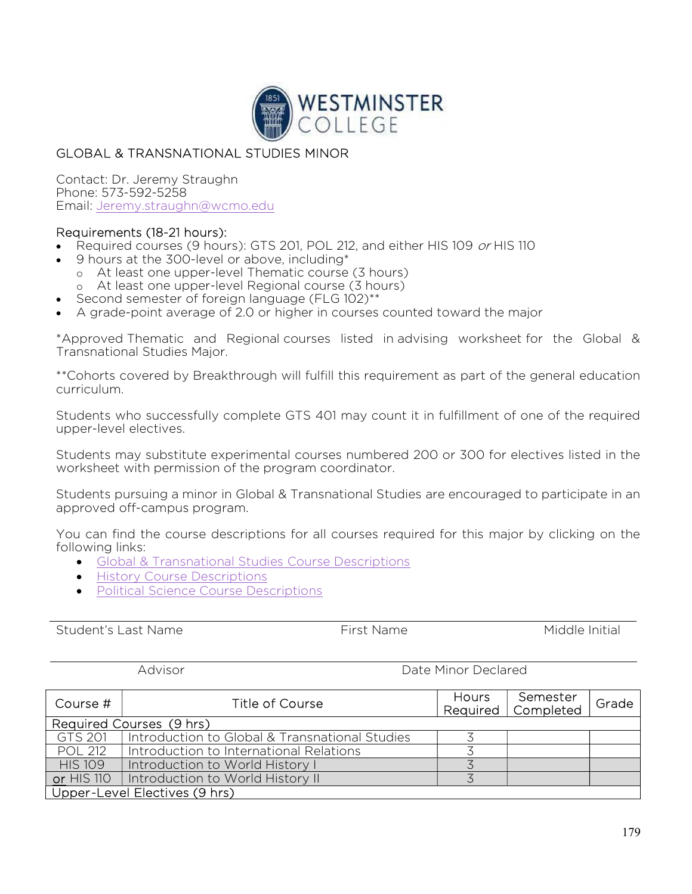# GLOBAL & TRANSNATIONAL STUDIES MINOR

Contact: Dr. Jeremy Straughn
Phone: 573-592-5258
Email: Jeremy.straughn@wcmo.edu

## Requirements (18-21 hours):

- Required courses (9 hours): GTS 201, POL 212, and either HIS 109 *or* HIS 110
- 9 hours at the 300-level or above, including*
  - At least one upper-level Thematic course (3 hours)
  - At least one upper-level Regional course (3 hours)
- Second semester of foreign language (FLG 102)**
- A grade-point average of 2.0 or higher in courses counted toward the major

*Approved Thematic and Regional courses listed in advising worksheet for the Global & Transnational Studies Major.

**Cohorts covered by Breakthrough will fulfill this requirement as part of the general education curriculum.

Students who successfully complete GTS 401 may count it in fulfillment of one of the required upper-level electives.

Students may substitute experimental courses numbered 200 or 300 for electives listed in the worksheet with permission of the program coordinator.

Students pursuing a minor in Global & Transnational Studies are encouraged to participate in an approved off-campus program.

You can find the course descriptions for all courses required for this major by clicking on the following links:

- Global & Transnational Studies Course Descriptions
- History Course Descriptions
- Political Science Course Descriptions

Student's Last Name First Name Middle Initial

Advisor Date Minor Declared

| Course # | Title of Course | Hours Required | Semester Completed | Grade |
|---|---|---|---|---|
| Required Courses (9 hrs) | | | | |
| GTS 201 | Introduction to Global & Transnational Studies | 3 | | |
| POL 212 | Introduction to International Relations | 3 | | |
| HIS 109 | Introduction to World History I | 3 | | |
| or HIS 110 | Introduction to World History II | 3 | | |
| Upper-Level Electives (9 hrs) | | | | |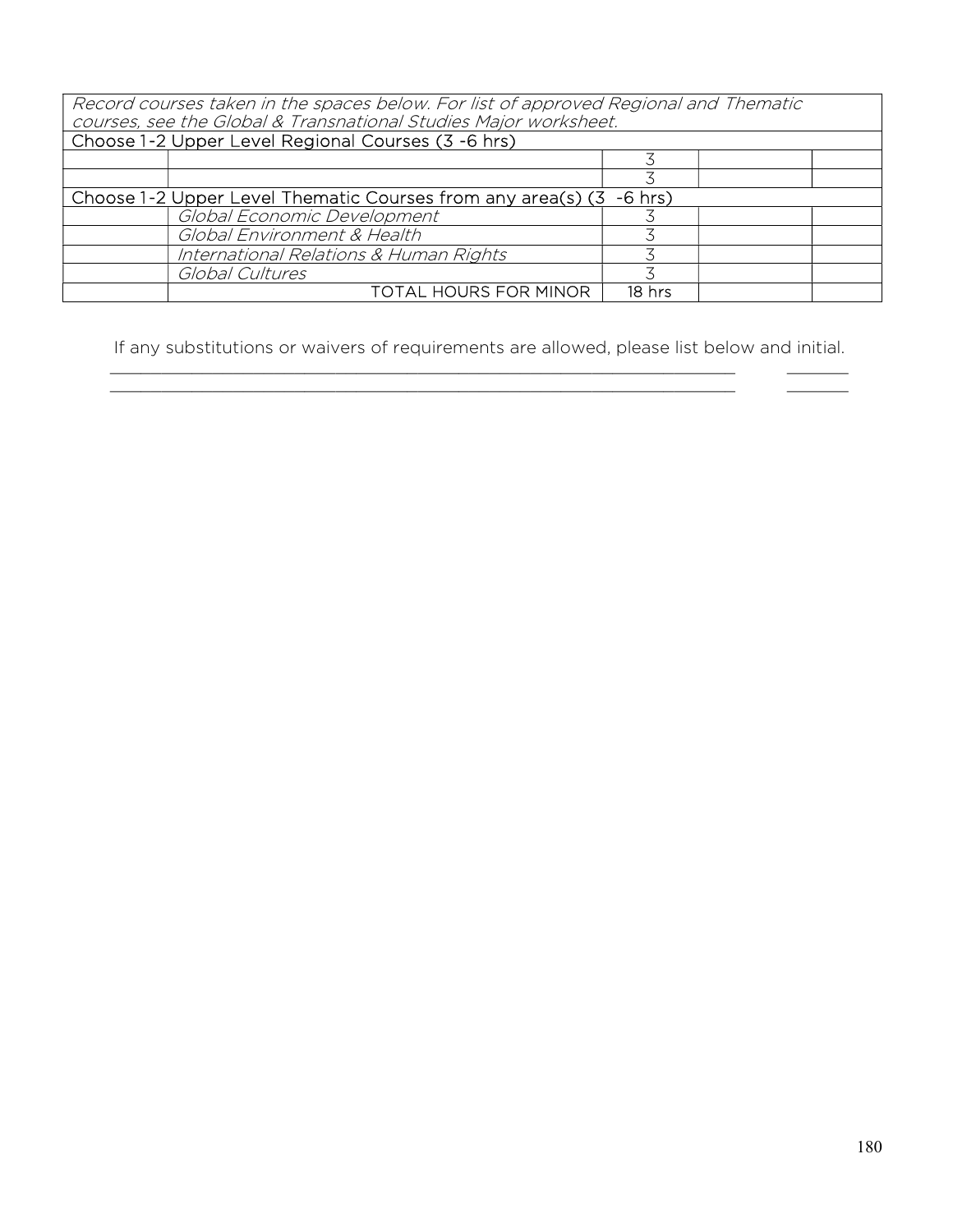| | | | | |
|---|---|---|---|---|
| *Record courses taken in the spaces below. For list of approved Regional and Thematic courses, see the Global & Transnational Studies Major worksheet.* | | | | |
| Choose 1-2 Upper Level Regional Courses (3 -6 hrs) | | | | |
| | | 3 | | |
| | | 3 | | |
| Choose 1-2 Upper Level Thematic Courses from any area(s) (3 -6 hrs) | | | | |
| | *Global Economic Development* | 3 | | |
| | *Global Environment & Health* | 3 | | |
| | *International Relations & Human Rights* | 3 | | |
| | *Global Cultures* | 3 | | |
| | TOTAL HOURS FOR MINOR | 18 hrs | | |

If any substitutions or waivers of requirements are allowed, please list below and initial.

_______________________________________________________________ _______

_______________________________________________________________ _______